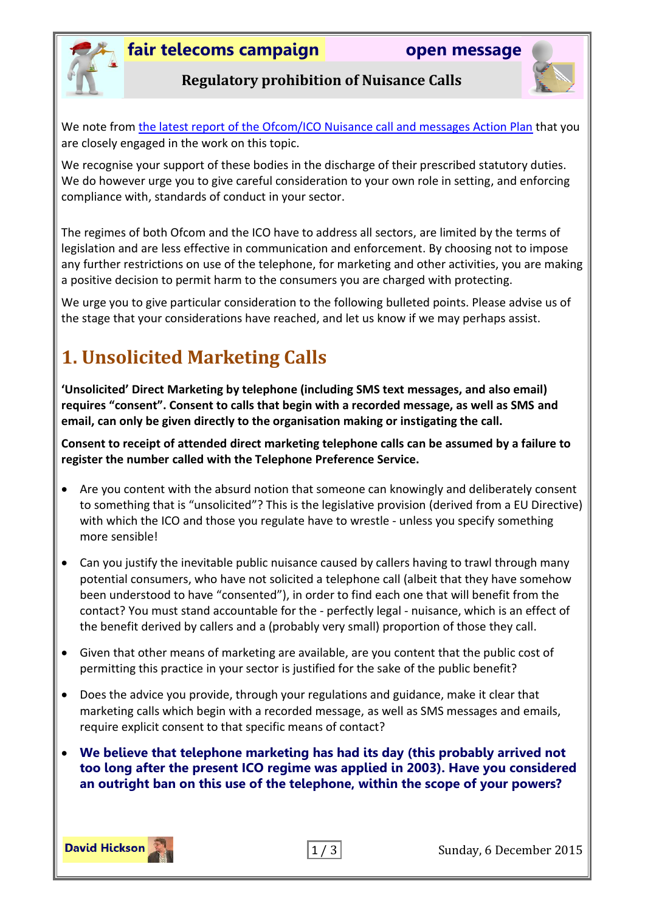**fair telecoms campaign** **open message**

**Regulatory prohibition of Nuisance Calls**

We note from [the latest report of the Ofcom/ICO Nuisance call and messages Action Plan]() that you are closely engaged in the work on this topic.

We recognise your support of these bodies in the discharge of their prescribed statutory duties. We do however urge you to give careful consideration to your own role in setting, and enforcing compliance with, standards of conduct in your sector.

The regimes of both Ofcom and the ICO have to address all sectors, are limited by the terms of legislation and are less effective in communication and enforcement. By choosing not to impose any further restrictions on use of the telephone, for marketing and other activities, you are making a positive decision to permit harm to the consumers you are charged with protecting.

We urge you to give particular consideration to the following bulleted points. Please advise us of the stage that your considerations have reached, and let us know if we may perhaps assist.

# 1. Unsolicited Marketing Calls

**'Unsolicited' Direct Marketing by telephone (including SMS text messages, and also email) requires "consent". Consent to calls that begin with a recorded message, as well as SMS and email, can only be given directly to the organisation making or instigating the call.**

**Consent to receipt of attended direct marketing telephone calls can be assumed by a failure to register the number called with the Telephone Preference Service.**

- Are you content with the absurd notion that someone can knowingly and deliberately consent to something that is "unsolicited"? This is the legislative provision (derived from a EU Directive) with which the ICO and those you regulate have to wrestle - unless you specify something more sensible!
- Can you justify the inevitable public nuisance caused by callers having to trawl through many potential consumers, who have not solicited a telephone call (albeit that they have somehow been understood to have "consented"), in order to find each one that will benefit from the contact? You must stand accountable for the - perfectly legal - nuisance, which is an effect of the benefit derived by callers and a (probably very small) proportion of those they call.
- Given that other means of marketing are available, are you content that the public cost of permitting this practice in your sector is justified for the sake of the public benefit?
- Does the advice you provide, through your regulations and guidance, make it clear that marketing calls which begin with a recorded message, as well as SMS messages and emails, require explicit consent to that specific means of contact?
- **We believe that telephone marketing has had its day (this probably arrived not too long after the present ICO regime was applied in 2003). Have you considered an outright ban on this use of the telephone, within the scope of your powers?**

**David Hickson**

Sunday, 6 December 2015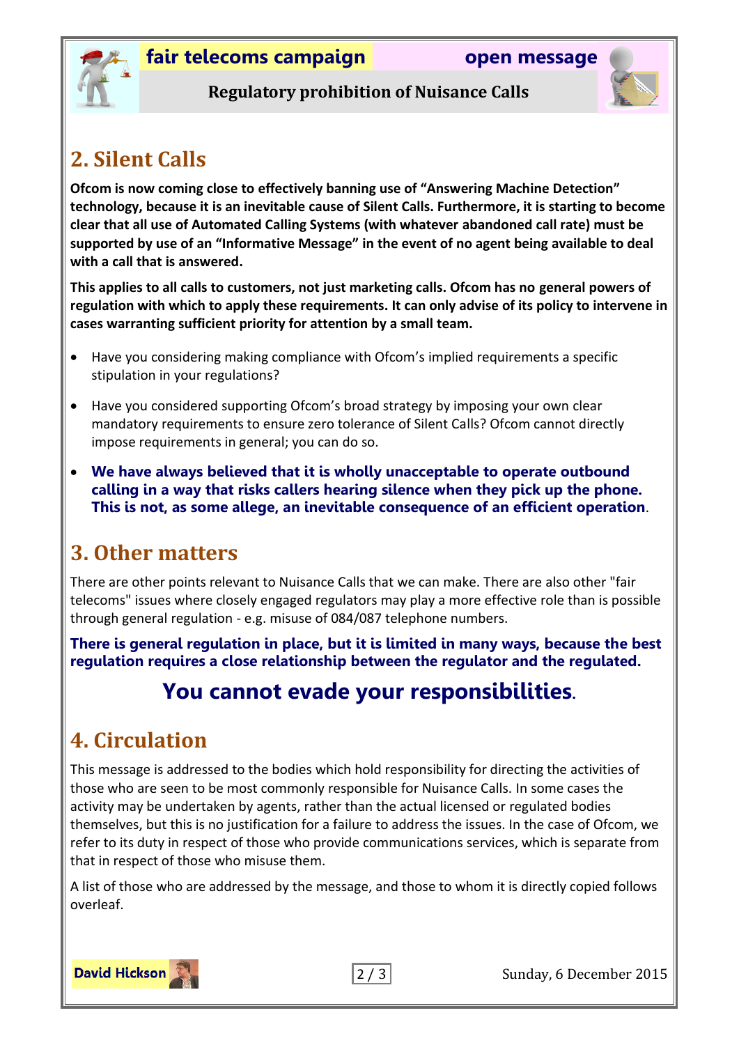## 2. Silent Calls

**Ofcom is now coming close to effectively banning use of "Answering Machine Detection" technology, because it is an inevitable cause of Silent Calls. Furthermore, it is starting to become clear that all use of Automated Calling Systems (with whatever abandoned call rate) must be supported by use of an "Informative Message" in the event of no agent being available to deal with a call that is answered.**

**This applies to all calls to customers, not just marketing calls. Ofcom has no general powers of regulation with which to apply these requirements. It can only advise of its policy to intervene in cases warranting sufficient priority for attention by a small team.**

- Have you considering making compliance with Ofcom's implied requirements a specific stipulation in your regulations?
- Have you considered supporting Ofcom's broad strategy by imposing your own clear mandatory requirements to ensure zero tolerance of Silent Calls? Ofcom cannot directly impose requirements in general; you can do so.
- **We have always believed that it is wholly unacceptable to operate outbound calling in a way that risks callers hearing silence when they pick up the phone. This is not, as some allege, an inevitable consequence of an efficient operation**.

## 3. Other matters

There are other points relevant to Nuisance Calls that we can make. There are also other "fair telecoms" issues where closely engaged regulators may play a more effective role than is possible through general regulation - e.g. misuse of 084/087 telephone numbers.

**There is general regulation in place, but it is limited in many ways, because the best regulation requires a close relationship between the regulator and the regulated.**

**You cannot evade your responsibilities**.

## 4. Circulation

This message is addressed to the bodies which hold responsibility for directing the activities of those who are seen to be most commonly responsible for Nuisance Calls. In some cases the activity may be undertaken by agents, rather than the actual licensed or regulated bodies themselves, but this is no justification for a failure to address the issues. In the case of Ofcom, we refer to its duty in respect of those who provide communications services, which is separate from that in respect of those who misuse them.

A list of those who are addressed by the message, and those to whom it is directly copied follows overleaf.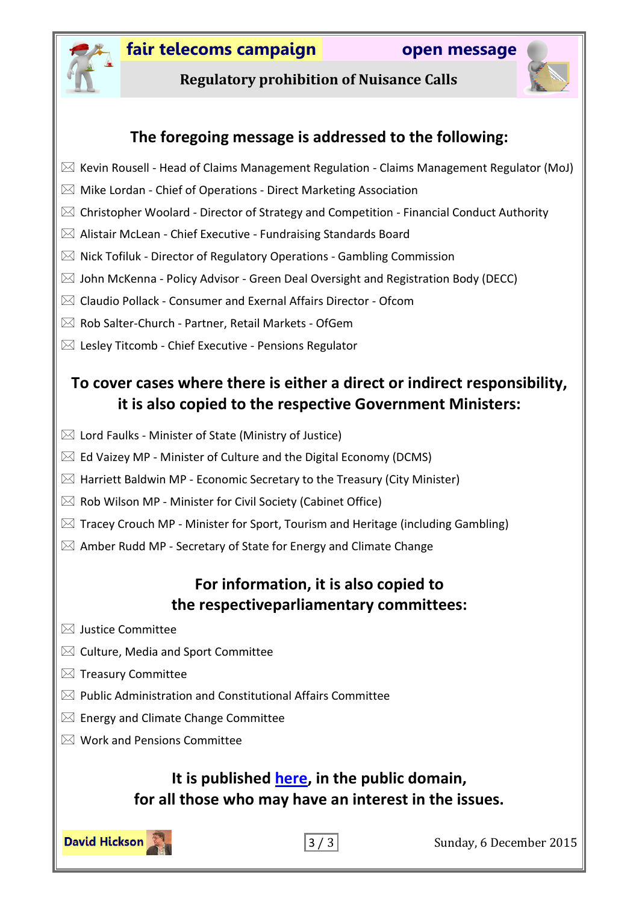**fair telecoms campaign** **open message**

**Regulatory prohibition of Nuisance Calls**

## The foregoing message is addressed to the following:

- Kevin Rousell - Head of Claims Management Regulation - Claims Management Regulator (MoJ)
- Mike Lordan - Chief of Operations - Direct Marketing Association
- Christopher Woolard - Director of Strategy and Competition - Financial Conduct Authority
- Alistair McLean - Chief Executive - Fundraising Standards Board
- Nick Tofiluk - Director of Regulatory Operations - Gambling Commission
- John McKenna - Policy Advisor - Green Deal Oversight and Registration Body (DECC)
- Claudio Pollack - Consumer and Exernal Affairs Director - Ofcom
- Rob Salter-Church - Partner, Retail Markets - OfGem
- Lesley Titcomb - Chief Executive - Pensions Regulator

## To cover cases where there is either a direct or indirect responsibility, it is also copied to the respective Government Ministers:

- Lord Faulks - Minister of State (Ministry of Justice)
- Ed Vaizey MP - Minister of Culture and the Digital Economy (DCMS)
- Harriett Baldwin MP - Economic Secretary to the Treasury (City Minister)
- Rob Wilson MP - Minister for Civil Society (Cabinet Office)
- Tracey Crouch MP - Minister for Sport, Tourism and Heritage (including Gambling)
- Amber Rudd MP - Secretary of State for Energy and Climate Change

## For information, it is also copied to the respectiveparliamentary committees:

- Justice Committee
- Culture, Media and Sport Committee
- Treasury Committee
- Public Administration and Constitutional Affairs Committee
- Energy and Climate Change Committee
- Work and Pensions Committee

## It is published here, in the public domain, for all those who may have an interest in the issues.

**David Hickson**

Sunday, 6 December 2015